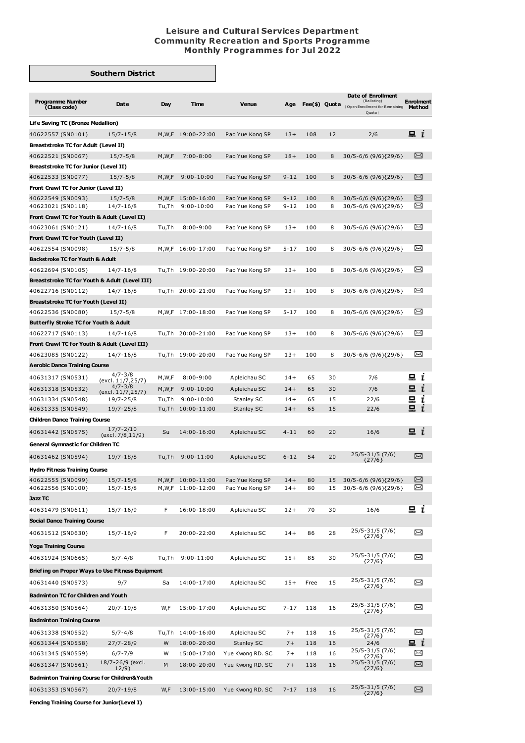# Leisure and Cultural Services Department
## Community Recreation and Sports Programme
## Monthly Programmes for Jul 2022

### Southern District

| Programme Number (Class code) | Date | Day | Time | Venue | Age | Fee($) | Quota | Date of Enrollment (Balloting) {Open Enrollment for Remaining Quota} | Enrolment Method |
|---|---|---|---|---|---|---|---|---|---|
| **Life Saving TC (Bronze Medallion)** | | | | | | | | | |
| 40622557 (SN0101) | 15/7-15/8 | M,W,F | 19:00-22:00 | Pao Yue Kong SP | 13+ | 108 | 12 | 2/6 | 💻 i |
| **Breaststroke TC for Adult (Level II)** | | | | | | | | | |
| 40622521 (SN0067) | 15/7-5/8 | M,W,F | 7:00-8:00 | Pao Yue Kong SP | 18+ | 100 | 8 | 30/5-6/6 (9/6){29/6} | ✉ |
| **Breaststroke TC for Junior (Level II)** | | | | | | | | | |
| 40622533 (SN0077) | 15/7-5/8 | M,W,F | 9:00-10:00 | Pao Yue Kong SP | 9-12 | 100 | 8 | 30/5-6/6 (9/6){29/6} | ✉ |
| **Front Crawl TC for Junior (Level II)** | | | | | | | | | |
| 40622549 (SN0093) | 15/7-5/8 | M,W,F | 15:00-16:00 | Pao Yue Kong SP | 9-12 | 100 | 8 | 30/5-6/6 (9/6){29/6} | ✉ |
| 40623021 (SN0118) | 14/7-16/8 | Tu,Th | 9:00-10:00 | Pao Yue Kong SP | 9-12 | 100 | 8 | 30/5-6/6 (9/6){29/6} | ✉ |
| **Front Crawl TC for Youth & Adult (Level II)** | | | | | | | | | |
| 40623061 (SN0121) | 14/7-16/8 | Tu,Th | 8:00-9:00 | Pao Yue Kong SP | 13+ | 100 | 8 | 30/5-6/6 (9/6){29/6} | ✉ |
| **Front Crawl TC for Youth (Level II)** | | | | | | | | | |
| 40622554 (SN0098) | 15/7-5/8 | M,W,F | 16:00-17:00 | Pao Yue Kong SP | 5-17 | 100 | 8 | 30/5-6/6 (9/6){29/6} | ✉ |
| **Backstroke TC for Youth & Adult** | | | | | | | | | |
| 40622694 (SN0105) | 14/7-16/8 | Tu,Th | 19:00-20:00 | Pao Yue Kong SP | 13+ | 100 | 8 | 30/5-6/6 (9/6){29/6} | ✉ |
| **Breaststroke TC for Youth & Adult (Level III)** | | | | | | | | | |
| 40622716 (SN0112) | 14/7-16/8 | Tu,Th | 20:00-21:00 | Pao Yue Kong SP | 13+ | 100 | 8 | 30/5-6/6 (9/6){29/6} | ✉ |
| **Breaststroke TC for Youth (Level II)** | | | | | | | | | |
| 40622536 (SN0080) | 15/7-5/8 | M,W,F | 17:00-18:00 | Pao Yue Kong SP | 5-17 | 100 | 8 | 30/5-6/6 (9/6){29/6} | ✉ |
| **Butterfly Stroke TC for Youth & Adult** | | | | | | | | | |
| 40622717 (SN0113) | 14/7-16/8 | Tu,Th | 20:00-21:00 | Pao Yue Kong SP | 13+ | 100 | 8 | 30/5-6/6 (9/6){29/6} | ✉ |
| **Front Crawl TC for Youth & Adult (Level III)** | | | | | | | | | |
| 40623085 (SN0122) | 14/7-16/8 | Tu,Th | 19:00-20:00 | Pao Yue Kong SP | 13+ | 100 | 8 | 30/5-6/6 (9/6){29/6} | ✉ |
| **Aerobic Dance Training Course** | | | | | | | | | |
| 40631317 (SN0531) | 4/7-3/8 (excl. 11/7,25/7) | M,W,F | 8:00-9:00 | Apleichau SC | 14+ | 65 | 30 | 7/6 | 💻 i |
| 40631318 (SN0532) | 4/7-3/8 (excl. 11/7,25/7) | M,W,F | 9:00-10:00 | Apleichau SC | 14+ | 65 | 30 | 7/6 | 💻 i |
| 40631334 (SN0548) | 19/7-25/8 | Tu,Th | 9:00-10:00 | Stanley SC | 14+ | 65 | 15 | 22/6 | 💻 i |
| 40631335 (SN0549) | 19/7-25/8 | Tu,Th | 10:00-11:00 | Stanley SC | 14+ | 65 | 15 | 22/6 | 💻 i |
| **Children Dance Training Course** | | | | | | | | | |
| 40631442 (SN0575) | 17/7-2/10 (excl. 7/8,11/9) | Su | 14:00-16:00 | Apleichau SC | 4-11 | 60 | 20 | 16/6 | 💻 i |
| **General Gymnastic for Children TC** | | | | | | | | | |
| 40631462 (SN0594) | 19/7-18/8 | Tu,Th | 9:00-11:00 | Apleichau SC | 6-12 | 54 | 20 | 25/5-31/5 (7/6) {27/6} | ✉ |
| **Hydro Fitness Training Course** | | | | | | | | | |
| 40622555 (SN0099) | 15/7-15/8 | M,W,F | 10:00-11:00 | Pao Yue Kong SP | 14+ | 80 | 15 | 30/5-6/6 (9/6){29/6} | ✉ |
| 40622556 (SN0100) | 15/7-15/8 | M,W,F | 11:00-12:00 | Pao Yue Kong SP | 14+ | 80 | 15 | 30/5-6/6 (9/6){29/6} | ✉ |
| **Jazz TC** | | | | | | | | | |
| 40631479 (SN0611) | 15/7-16/9 | F | 16:00-18:00 | Apleichau SC | 12+ | 70 | 30 | 16/6 | 💻 i |
| **Social Dance Training Course** | | | | | | | | | |
| 40631512 (SN0630) | 15/7-16/9 | F | 20:00-22:00 | Apleichau SC | 14+ | 86 | 28 | 25/5-31/5 (7/6) {27/6} | ✉ |
| **Yoga Training Course** | | | | | | | | | |
| 40631924 (SN0665) | 5/7-4/8 | Tu,Th | 9:00-11:00 | Apleichau SC | 15+ | 85 | 30 | 25/5-31/5 (7/6) {27/6} | ✉ |
| **Briefing on Proper Ways to Use Fitness Equipment** | | | | | | | | | |
| 40631440 (SN0573) | 9/7 | Sa | 14:00-17:00 | Apleichau SC | 15+ | Free | 15 | 25/5-31/5 (7/6) {27/6} | ✉ |
| **Badminton TC for Children and Youth** | | | | | | | | | |
| 40631350 (SN0564) | 20/7-19/8 | W,F | 15:00-17:00 | Apleichau SC | 7-17 | 118 | 16 | 25/5-31/5 (7/6) {27/6} | ✉ |
| **Badminton Training Course** | | | | | | | | | |
| 40631338 (SN0552) | 5/7-4/8 | Tu,Th | 14:00-16:00 | Apleichau SC | 7+ | 118 | 16 | 25/5-31/5 (7/6) {27/6} | ✉ |
| 40631344 (SN0558) | 27/7-28/9 | W | 18:00-20:00 | Stanley SC | 7+ | 118 | 16 | 24/6 | 💻 i |
| 40631345 (SN0559) | 6/7-7/9 | W | 15:00-17:00 | Yue Kwong RD. SC | 7+ | 118 | 16 | 25/5-31/5 (7/6) {27/6} | ✉ |
| 40631347 (SN0561) | 18/7-26/9 (excl. 12/9) | M | 18:00-20:00 | Yue Kwong RD. SC | 7+ | 118 | 16 | 25/5-31/5 (7/6) {27/6} | ✉ |
| **Badminton Training Course for Children&Youth** | | | | | | | | | |
| 40631353 (SN0567) | 20/7-19/8 | W,F | 13:00-15:00 | Yue Kwong RD. SC | 7-17 | 118 | 16 | 25/5-31/5 (7/6) {27/6} | ✉ |
| **Fencing Training Course for Junior(Level I)** | | | | | | | | | |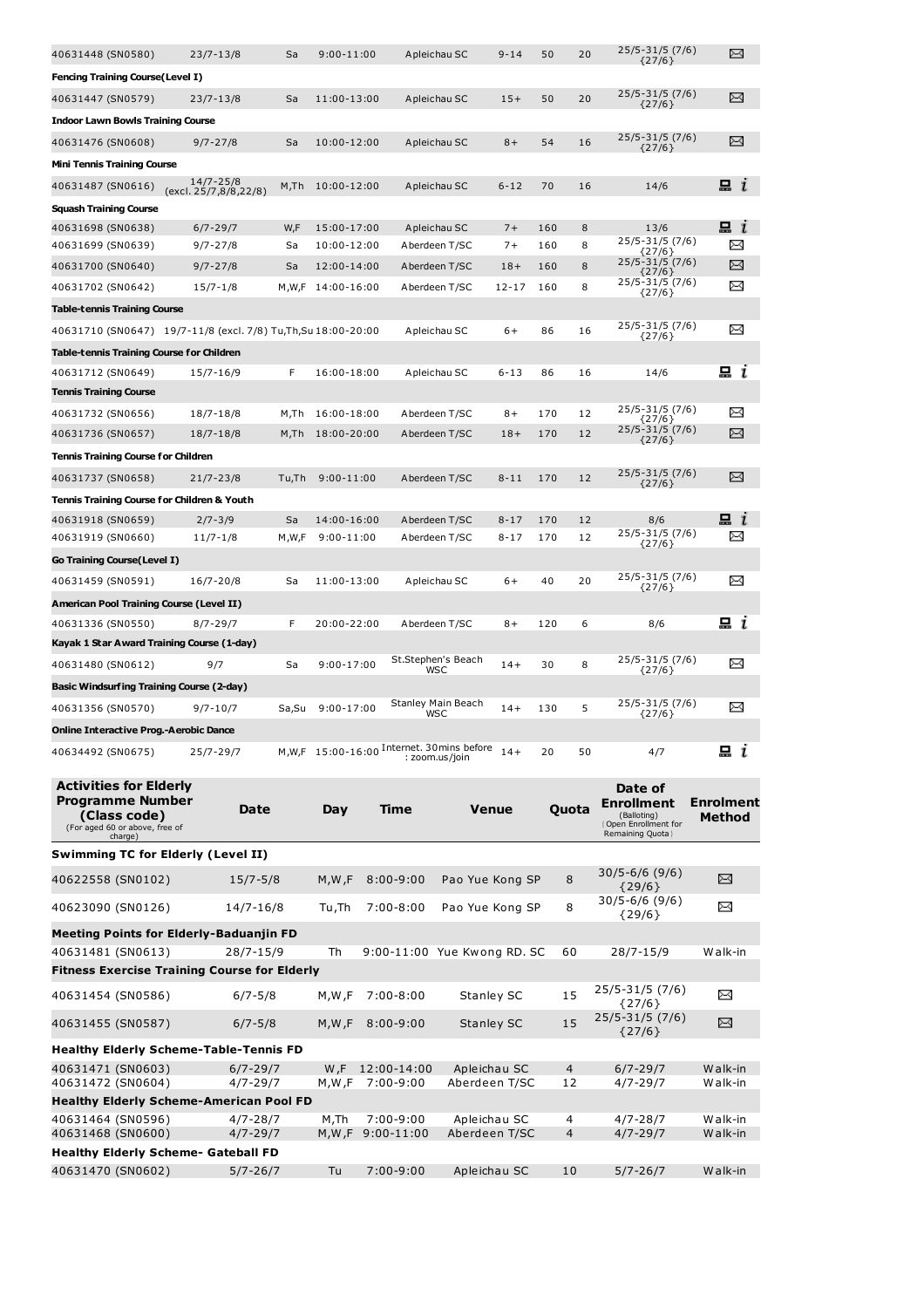| | | | | | | | | | |
|---|---|---|---|---|---|---|---|---|---|
| 40631448 (SN0580) | 23/7-13/8 | Sa | 9:00-11:00 | Apleichau SC | 9-14 | 50 | 20 | 25/5-31/5 (7/6) {27/6} | ✉ |
| **Fencing Training Course(Level I)** | | | | | | | | | |
| 40631447 (SN0579) | 23/7-13/8 | Sa | 11:00-13:00 | Apleichau SC | 15+ | 50 | 20 | 25/5-31/5 (7/6) {27/6} | ✉ |
| **Indoor Lawn Bowls Training Course** | | | | | | | | | |
| 40631476 (SN0608) | 9/7-27/8 | Sa | 10:00-12:00 | Apleichau SC | 8+ | 54 | 16 | 25/5-31/5 (7/6) {27/6} | ✉ |
| **Mini Tennis Training Course** | | | | | | | | | |
| 40631487 (SN0616) | 14/7-25/8 (excl. 25/7,8/8,22/8) | M,Th | 10:00-12:00 | Apleichau SC | 6-12 | 70 | 16 | 14/6 | 💻 i |
| **Squash Training Course** | | | | | | | | | |
| 40631698 (SN0638) | 6/7-29/7 | W,F | 15:00-17:00 | Apleichau SC | 7+ | 160 | 8 | 13/6 | 💻 i |
| 40631699 (SN0639) | 9/7-27/8 | Sa | 10:00-12:00 | Aberdeen T/SC | 7+ | 160 | 8 | 25/5-31/5 (7/6) {27/6} | ✉ |
| 40631700 (SN0640) | 9/7-27/8 | Sa | 12:00-14:00 | Aberdeen T/SC | 18+ | 160 | 8 | 25/5-31/5 (7/6) {27/6} | ✉ |
| 40631702 (SN0642) | 15/7-1/8 | M,W,F | 14:00-16:00 | Aberdeen T/SC | 12-17 | 160 | 8 | 25/5-31/5 (7/6) {27/6} | ✉ |
| **Table-tennis Training Course** | | | | | | | | | |
| 40631710 (SN0647) | 19/7-11/8 (excl. 7/8) | Tu,Th,Su | 18:00-20:00 | Apleichau SC | 6+ | 86 | 16 | 25/5-31/5 (7/6) {27/6} | ✉ |
| **Table-tennis Training Course for Children** | | | | | | | | | |
| 40631712 (SN0649) | 15/7-16/9 | F | 16:00-18:00 | Apleichau SC | 6-13 | 86 | 16 | 14/6 | 💻 i |
| **Tennis Training Course** | | | | | | | | | |
| 40631732 (SN0656) | 18/7-18/8 | M,Th | 16:00-18:00 | Aberdeen T/SC | 8+ | 170 | 12 | 25/5-31/5 (7/6) {27/6} | ✉ |
| 40631736 (SN0657) | 18/7-18/8 | M,Th | 18:00-20:00 | Aberdeen T/SC | 18+ | 170 | 12 | 25/5-31/5 (7/6) {27/6} | ✉ |
| **Tennis Training Course for Children** | | | | | | | | | |
| 40631737 (SN0658) | 21/7-23/8 | Tu,Th | 9:00-11:00 | Aberdeen T/SC | 8-11 | 170 | 12 | 25/5-31/5 (7/6) {27/6} | ✉ |
| **Tennis Training Course for Children & Youth** | | | | | | | | | |
| 40631918 (SN0659) | 2/7-3/9 | Sa | 14:00-16:00 | Aberdeen T/SC | 8-17 | 170 | 12 | 8/6 | 💻 i |
| 40631919 (SN0660) | 11/7-1/8 | M,W,F | 9:00-11:00 | Aberdeen T/SC | 8-17 | 170 | 12 | 25/5-31/5 (7/6) {27/6} | ✉ |
| **Go Training Course(Level I)** | | | | | | | | | |
| 40631459 (SN0591) | 16/7-20/8 | Sa | 11:00-13:00 | Apleichau SC | 6+ | 40 | 20 | 25/5-31/5 (7/6) {27/6} | ✉ |
| **American Pool Training Course (Level II)** | | | | | | | | | |
| 40631336 (SN0550) | 8/7-29/7 | F | 20:00-22:00 | Aberdeen T/SC | 8+ | 120 | 6 | 8/6 | 💻 i |
| **Kayak 1 Star Award Training Course (1-day)** | | | | | | | | | |
| 40631480 (SN0612) | 9/7 | Sa | 9:00-17:00 | St.Stephen's Beach WSC | 14+ | 30 | 8 | 25/5-31/5 (7/6) {27/6} | ✉ |
| **Basic Windsurfing Training Course (2-day)** | | | | | | | | | |
| 40631356 (SN0570) | 9/7-10/7 | Sa,Su | 9:00-17:00 | Stanley Main Beach WSC | 14+ | 130 | 5 | 25/5-31/5 (7/6) {27/6} | ✉ |
| **Online Interactive Prog.-Aerobic Dance** | | | | | | | | | |
| 40634492 (SN0675) | 25/7-29/7 | M,W,F | 15:00-16:00 | Internet. 30mins before : zoom.us/join | 14+ | 20 | 50 | 4/7 | 💻 i |

| **Activities for Elderly Programme Number (Class code)** (For aged 60 or above, free of charge) | **Date** | **Day** | **Time** | **Venue** | **Quota** | **Date of Enrollment** (Balloting) (Open Enrollment for Remaining Quota) | **Enrolment Method** |
|---|---|---|---|---|---|---|---|
| **Swimming TC for Elderly (Level II)** | | | | | | | |
| 40622558 (SN0102) | 15/7-5/8 | M,W,F | 8:00-9:00 | Pao Yue Kong SP | 8 | 30/5-6/6 (9/6) {29/6} | ✉ |
| 40623090 (SN0126) | 14/7-16/8 | Tu,Th | 7:00-8:00 | Pao Yue Kong SP | 8 | 30/5-6/6 (9/6) {29/6} | ✉ |
| **Meeting Points for Elderly-Baduanjin FD** | | | | | | | |
| 40631481 (SN0613) | 28/7-15/9 | Th | 9:00-11:00 | Yue Kwong RD. SC | 60 | 28/7-15/9 | Walk-in |
| **Fitness Exercise Training Course for Elderly** | | | | | | | |
| 40631454 (SN0586) | 6/7-5/8 | M,W,F | 7:00-8:00 | Stanley SC | 15 | 25/5-31/5 (7/6) {27/6} | ✉ |
| 40631455 (SN0587) | 6/7-5/8 | M,W,F | 8:00-9:00 | Stanley SC | 15 | 25/5-31/5 (7/6) {27/6} | ✉ |
| **Healthy Elderly Scheme-Table-Tennis FD** | | | | | | | |
| 40631471 (SN0603) | 6/7-29/7 | W,F | 12:00-14:00 | Apleichau SC | 4 | 6/7-29/7 | Walk-in |
| 40631472 (SN0604) | 4/7-29/7 | M,W,F | 7:00-9:00 | Aberdeen T/SC | 12 | 4/7-29/7 | Walk-in |
| **Healthy Elderly Scheme-American Pool FD** | | | | | | | |
| 40631464 (SN0596) | 4/7-28/7 | M,Th | 7:00-9:00 | Apleichau SC | 4 | 4/7-28/7 | Walk-in |
| 40631468 (SN0600) | 4/7-29/7 | M,W,F | 9:00-11:00 | Aberdeen T/SC | 4 | 4/7-29/7 | Walk-in |
| **Healthy Elderly Scheme- Gateball FD** | | | | | | | |
| 40631470 (SN0602) | 5/7-26/7 | Tu | 7:00-9:00 | Apleichau SC | 10 | 5/7-26/7 | Walk-in |